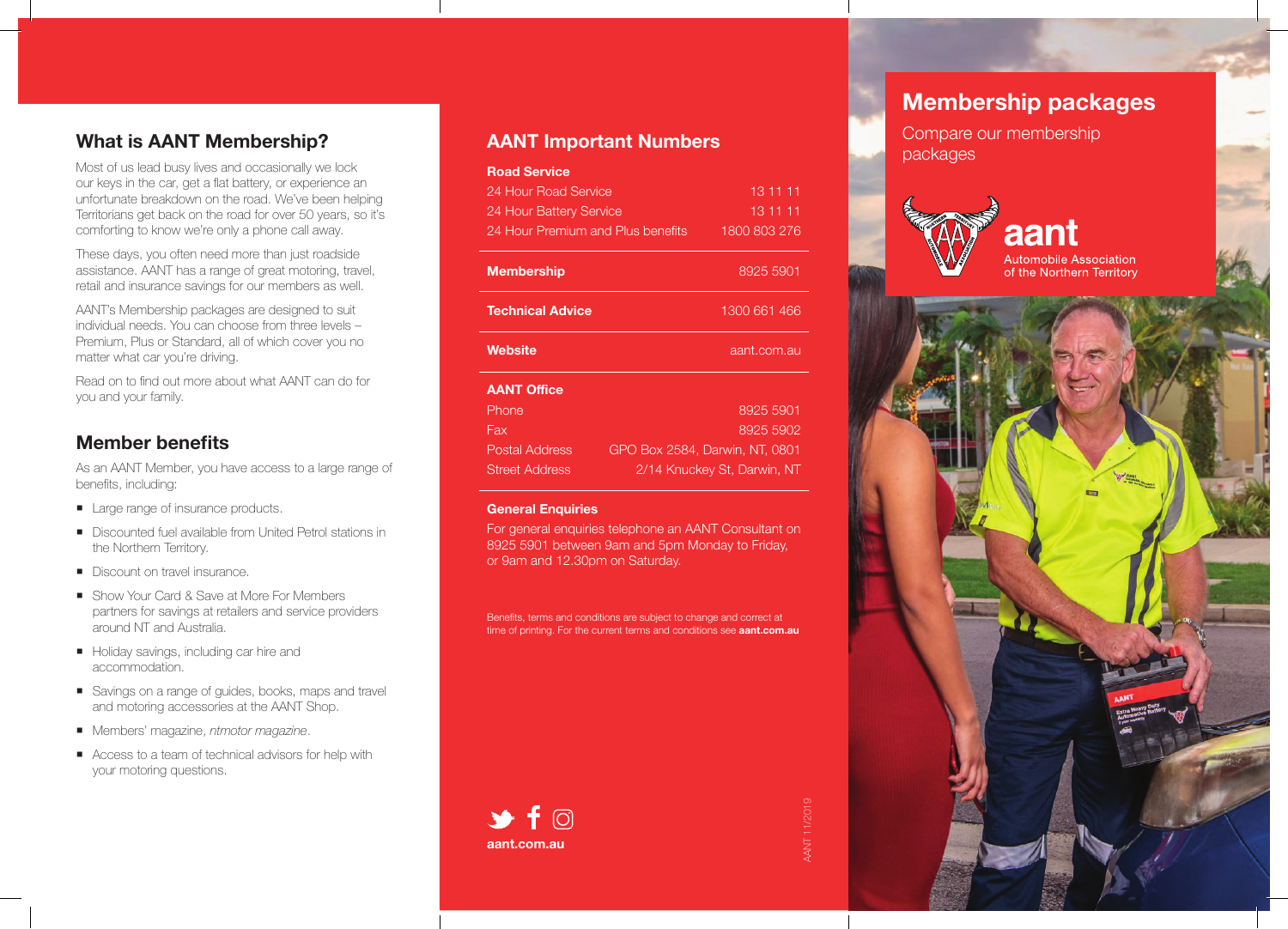## What is AANT Membership?

Most of us lead busy lives and occasionally we lock our keys in the car, get a flat battery, or experience an unfortunate breakdown on the road. We've been helping Territorians get back on the road for over 50 years, so it's comforting to know we're only a phone call away.

These days, you often need more than just roadside assistance. AANT has a range of great motoring, travel, retail and insurance savings for our members as well.

AANT's Membership packages are designed to suit individual needs. You can choose from three levels – Premium, Plus or Standard, all of which cover you no matter what car you're driving.

Read on to find out more about what AANT can do for you and your family.

## Member benefits

As an AANT Member, you have access to a large range of benefits, including:

- Large range of insurance products.
- Discounted fuel available from United Petrol stations in the Northern Territory.
- Discount on travel insurance.
- Show Your Card & Save at More For Members partners for savings at retailers and service providers around NT and Australia.
- Holiday savings, including car hire and accommodation.
- Savings on a range of guides, books, maps and travel and motoring accessories at the AANT Shop.
- Members' magazine, *ntmotor magazine*.
- Access to a team of technical advisors for help with your motoring questions.

## AANT Important Numbers

**Road Service**

| | |
|---|---|
| 24 Hour Road Service | 13 11 11 |
| 24 Hour Battery Service | 13 11 11 |
| 24 Hour Premium and Plus benefits | 1800 803 276 |

| | |
|---|---|
| **Membership** | 8925 5901 |
| **Technical Advice** | 1300 661 466 |
| **Website** | aant.com.au |

**AANT Office**

| | |
|---|---|
| Phone | 8925 5901 |
| Fax | 8925 5902 |
| Postal Address | GPO Box 2584, Darwin, NT, 0801 |
| Street Address | 2/14 Knuckey St, Darwin, NT |

**General Enquiries**

For general enquiries telephone an AANT Consultant on 8925 5901 between 9am and 5pm Monday to Friday, or 9am and 12.30pm on Saturday.

Benefits, terms and conditions are subject to change and correct at time of printing. For the current terms and conditions see **aant.com.au**

**aant.com.au**

AANT 11/2019

# Membership packages

Compare our membership packages

aant

Automobile Association of the Northern Territory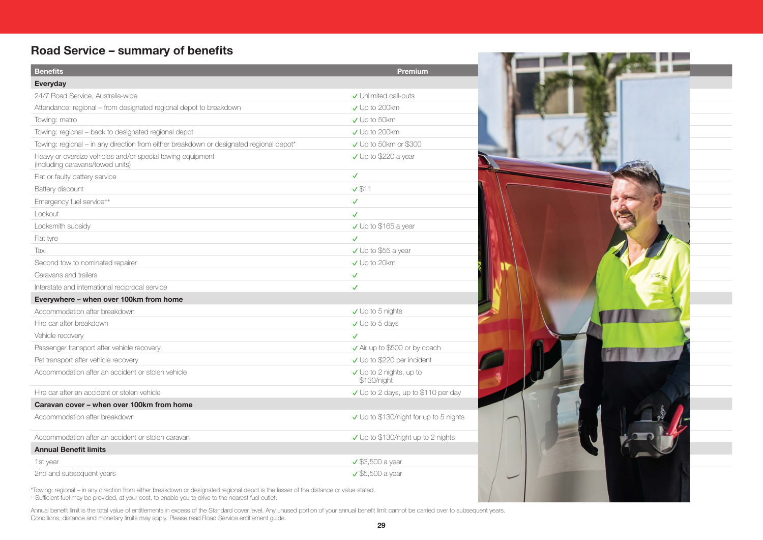## Road Service – summary of benefits

| Benefits | Premium |
|---|---|
| **Everyday** | |
| 24/7 Road Service, Australia-wide | ✓ Unlimited call-outs |
| Attendance: regional – from designated regional depot to breakdown | ✓ Up to 200km |
| Towing: metro | ✓ Up to 50km |
| Towing: regional – back to designated regional depot | ✓ Up to 200km |
| Towing: regional – in any direction from either breakdown or designated regional depot* | ✓ Up to 50km or $300 |
| Heavy or oversize vehicles and/or special towing equipment (including caravans/towed units) | ✓ Up to $220 a year |
| Flat or faulty battery service | ✓ |
| Battery discount | ✓ $11 |
| Emergency fuel service++ | ✓ |
| Lockout | ✓ |
| Locksmith subsidy | ✓ Up to $165 a year |
| Flat tyre | ✓ |
| Taxi | ✓ Up to $55 a year |
| Second tow to nominated repairer | ✓ Up to 20km |
| Caravans and trailers | ✓ |
| Interstate and international reciprocal service | ✓ |
| **Everywhere – when over 100km from home** | |
| Accommodation after breakdown | ✓ Up to 5 nights |
| Hire car after breakdown | ✓ Up to 5 days |
| Vehicle recovery | ✓ |
| Passenger transport after vehicle recovery | ✓ Air up to $500 or by coach |
| Pet transport after vehicle recovery | ✓ Up to $220 per incident |
| Accommodation after an accident or stolen vehicle | ✓ Up to 2 nights, up to $130/night |
| Hire car after an accident or stolen vehicle | ✓ Up to 2 days, up to $110 per day |
| **Caravan cover – when over 100km from home** | |
| Accommodation after breakdown | ✓ Up to $130/night for up to 5 nights |
| Accommodation after an accident or stolen caravan | ✓ Up to $130/night up to 2 nights |
| **Annual Benefit limits** | |
| 1st year | ✓ $3,500 a year |
| 2nd and subsequent years | ✓ $5,500 a year |

*Towing: regional – in any direction from either breakdown or designated regional depot is the lesser of the distance or value stated.
++Sufficient fuel may be provided, at your cost, to enable you to drive to the nearest fuel outlet.

Annual benefit limit is the total value of entitlements in excess of the Standard cover level. Any unused portion of your annual benefit limit cannot be carried over to subsequent years.
Conditions, distance and monetary limits may apply. Please read Road Service entitlement guide.